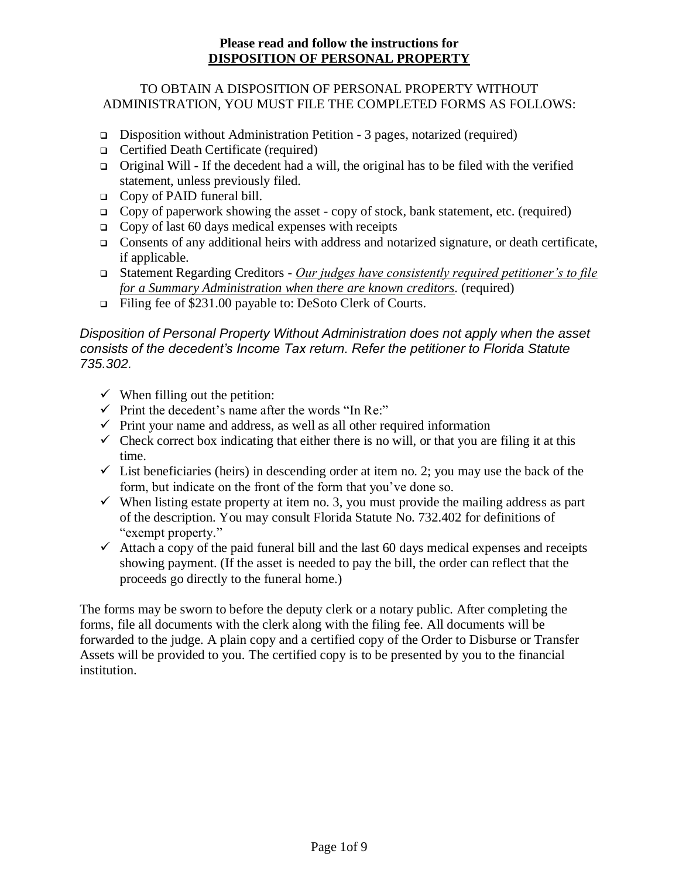**Please read and follow the instructions for**
**<u>DISPOSITION OF PERSONAL PROPERTY</u>**

TO OBTAIN A DISPOSITION OF PERSONAL PROPERTY WITHOUT ADMINISTRATION, YOU MUST FILE THE COMPLETED FORMS AS FOLLOWS:

- ❑ Disposition without Administration Petition - 3 pages, notarized (required)
- ❑ Certified Death Certificate (required)
- ❑ Original Will - If the decedent had a will, the original has to be filed with the verified statement, unless previously filed.
- ❑ Copy of PAID funeral bill.
- ❑ Copy of paperwork showing the asset - copy of stock, bank statement, etc. (required)
- ❑ Copy of last 60 days medical expenses with receipts
- ❑ Consents of any additional heirs with address and notarized signature, or death certificate, if applicable.
- ❑ Statement Regarding Creditors - *<u>Our judges have consistently required petitioner's to file for a Summary Administration when there are known creditors</u>.* (required)
- ❑ Filing fee of $231.00 payable to: DeSoto Clerk of Courts.

*Disposition of Personal Property Without Administration does not apply when the asset consists of the decedent's Income Tax return. Refer the petitioner to Florida Statute 735.302.*

- ✓ When filling out the petition:
- ✓ Print the decedent's name after the words "In Re:"
- ✓ Print your name and address, as well as all other required information
- ✓ Check correct box indicating that either there is no will, or that you are filing it at this time.
- ✓ List beneficiaries (heirs) in descending order at item no. 2; you may use the back of the form, but indicate on the front of the form that you've done so.
- ✓ When listing estate property at item no. 3, you must provide the mailing address as part of the description. You may consult Florida Statute No. 732.402 for definitions of "exempt property."
- ✓ Attach a copy of the paid funeral bill and the last 60 days medical expenses and receipts showing payment. (If the asset is needed to pay the bill, the order can reflect that the proceeds go directly to the funeral home.)

The forms may be sworn to before the deputy clerk or a notary public. After completing the forms, file all documents with the clerk along with the filing fee. All documents will be forwarded to the judge. A plain copy and a certified copy of the Order to Disburse or Transfer Assets will be provided to you. The certified copy is to be presented by you to the financial institution.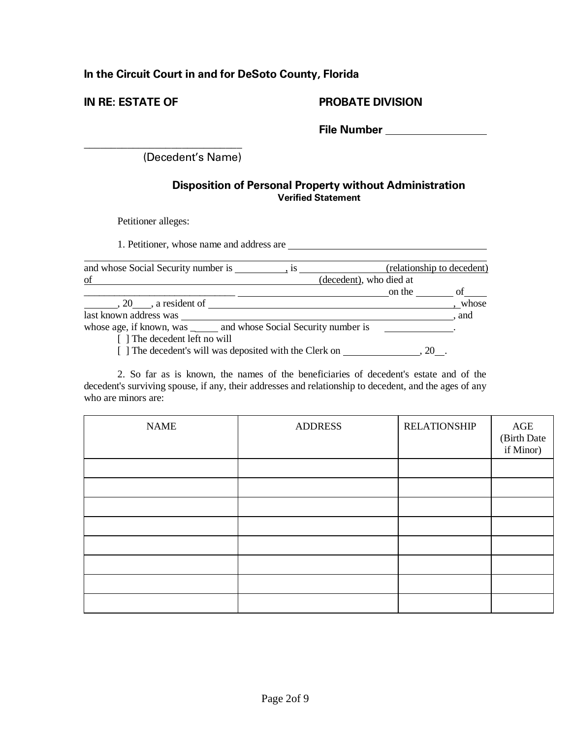**In the Circuit Court in and for DeSoto County, Florida**

**IN RE: ESTATE OF** **PROBATE DIVISION**

**File Number** ____________________

______________________________
(Decedent's Name)

## Disposition of Personal Property without Administration

**Verified Statement**

Petitioner alleges:

1. Petitioner, whose name and address are ______________________________________________

______________________________________________________________________________

and whose Social Security number is __________, is ________________ (relationship to decedent) of ______________________________________________ (decedent), who died at ______________________________ ______________________________ on the ________ of ______, 20____, a resident of ______________________________________________, whose last known address was ______________________________________________, and whose age, if known, was _____ and whose Social Security number is ______________.

[ ] The decedent left no will

[ ] The decedent's will was deposited with the Clerk on _______________, 20__.

2. So far as is known, the names of the beneficiaries of decedent's estate and of the decedent's surviving spouse, if any, their addresses and relationship to decedent, and the ages of any who are minors are:

| NAME | ADDRESS | RELATIONSHIP | AGE (Birth Date if Minor) |
|---|---|---|---|
| | | | |
| | | | |
| | | | |
| | | | |
| | | | |
| | | | |
| | | | |
| | | | |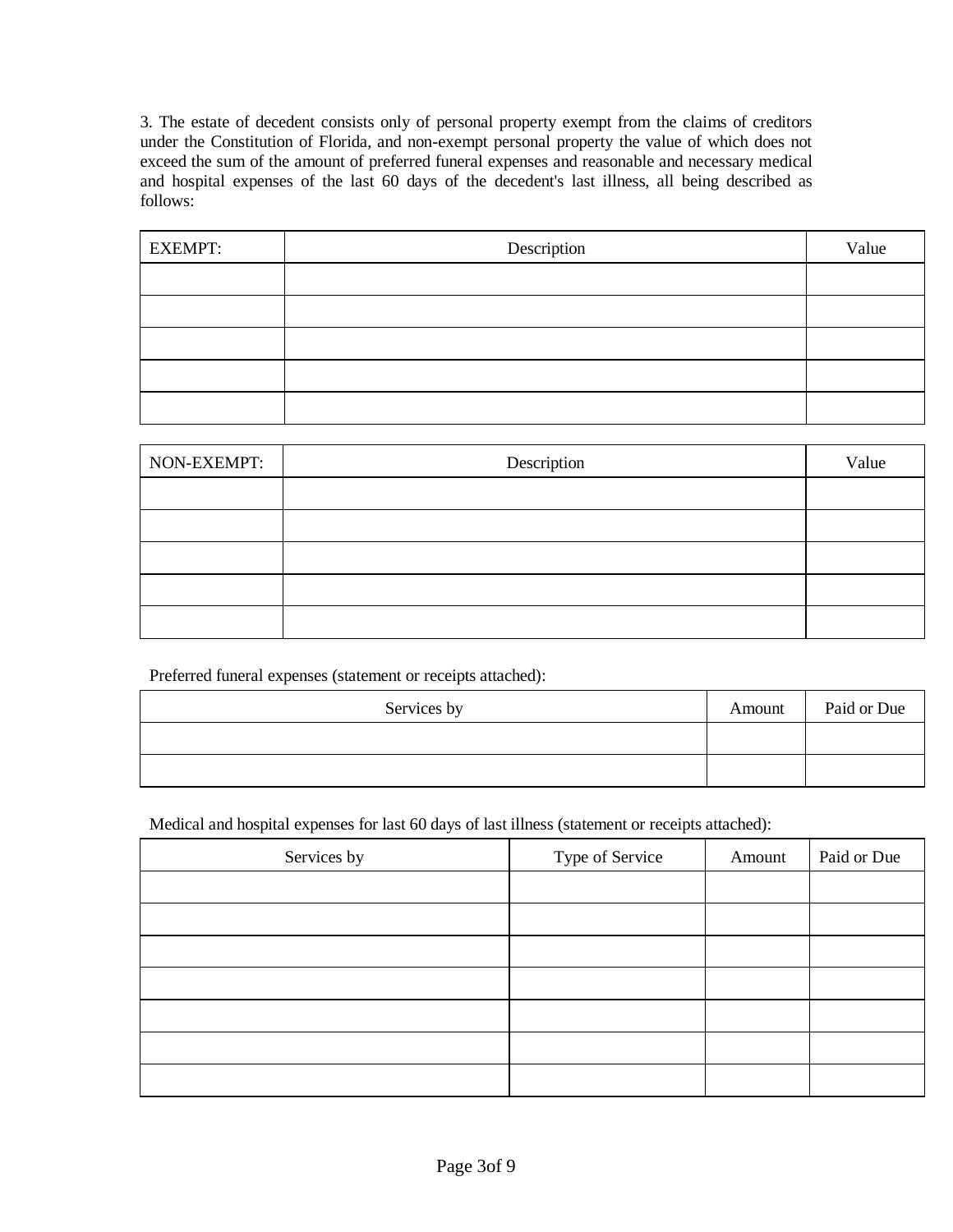3. The estate of decedent consists only of personal property exempt from the claims of creditors under the Constitution of Florida, and non-exempt personal property the value of which does not exceed the sum of the amount of preferred funeral expenses and reasonable and necessary medical and hospital expenses of the last 60 days of the decedent's last illness, all being described as follows:

| EXEMPT: | Description | Value |
|---|---|---|
| | | |
| | | |
| | | |
| | | |
| | | |

| NON-EXEMPT: | Description | Value |
|---|---|---|
| | | |
| | | |
| | | |
| | | |
| | | |

Preferred funeral expenses (statement or receipts attached):

| Services by | Amount | Paid or Due |
|---|---|---|
| | | |
| | | |

Medical and hospital expenses for last 60 days of last illness (statement or receipts attached):

| Services by | Type of Service | Amount | Paid or Due |
|---|---|---|---|
| | | | |
| | | | |
| | | | |
| | | | |
| | | | |
| | | | |
| | | | |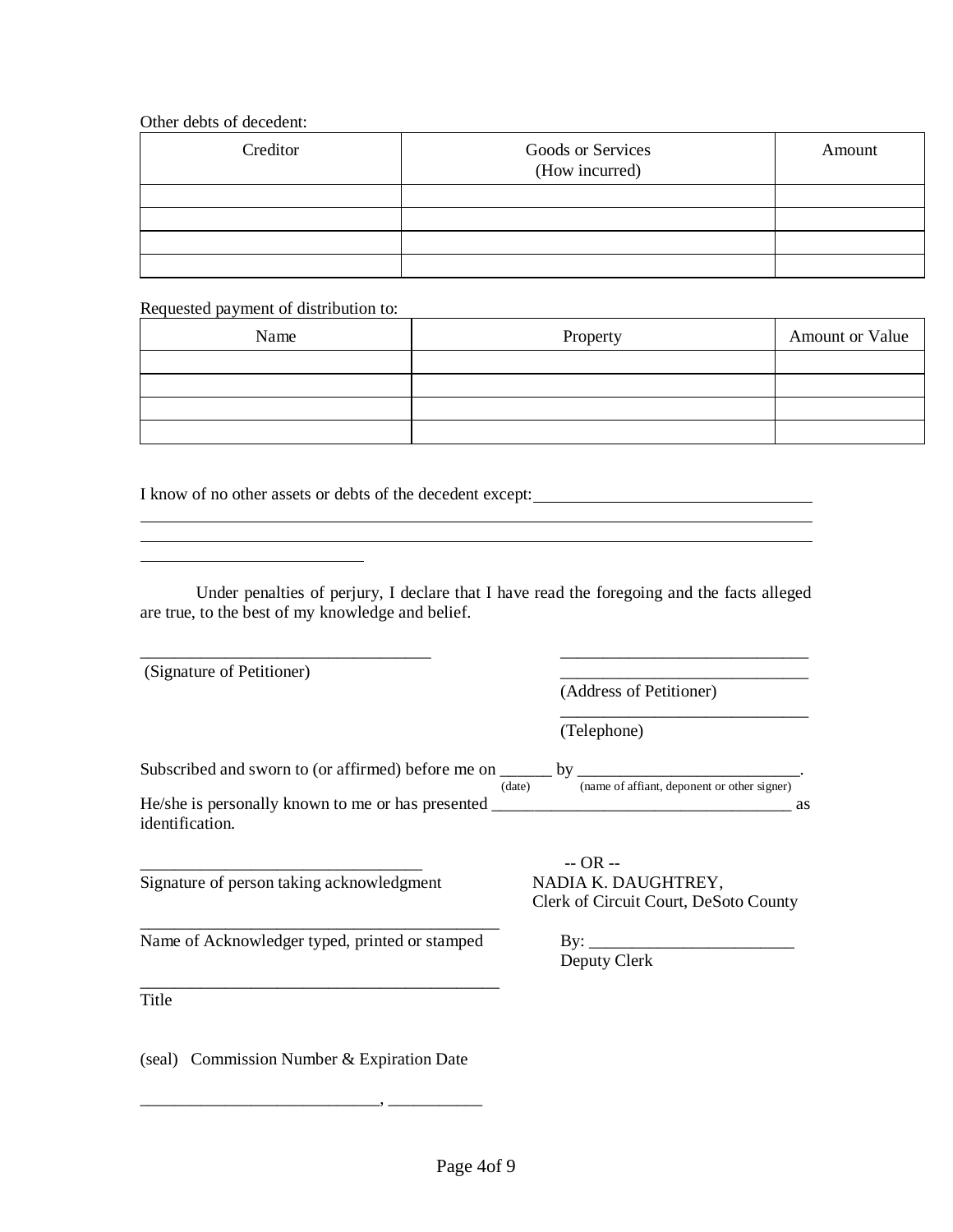Other debts of decedent:

| Creditor | Goods or Services (How incurred) | Amount |
| --- | --- | --- |
| | | |
| | | |
| | | |
| | | |

Requested payment of distribution to:

| Name | Property | Amount or Value |
| --- | --- | --- |
| | | |
| | | |
| | | |
| | | |

I know of no other assets or debts of the decedent except: ______________________________
__________________________________________________________________________
__________________________________________________________________________
__________________________

Under penalties of perjury, I declare that I have read the foregoing and the facts alleged are true, to the best of my knowledge and belief.

__________________________________
(Signature of Petitioner)

______________________________
______________________________
(Address of Petitioner)

______________________________
(Telephone)

Subscribed and sworn to (or affirmed) before me on ______ (date) by __________________________ (name of affiant, deponent or other signer).
He/she is personally known to me or has presented ___________________________________ as identification.

________________________________
Signature of person taking acknowledgment

__________________________________________
Name of Acknowledger typed, printed or stamped

__________________________________________
Title

(seal) Commission Number & Expiration Date

___________________________, ___________

-- OR --

NADIA K. DAUGHTREY,
Clerk of Circuit Court, DeSoto County

By: ________________________
Deputy Clerk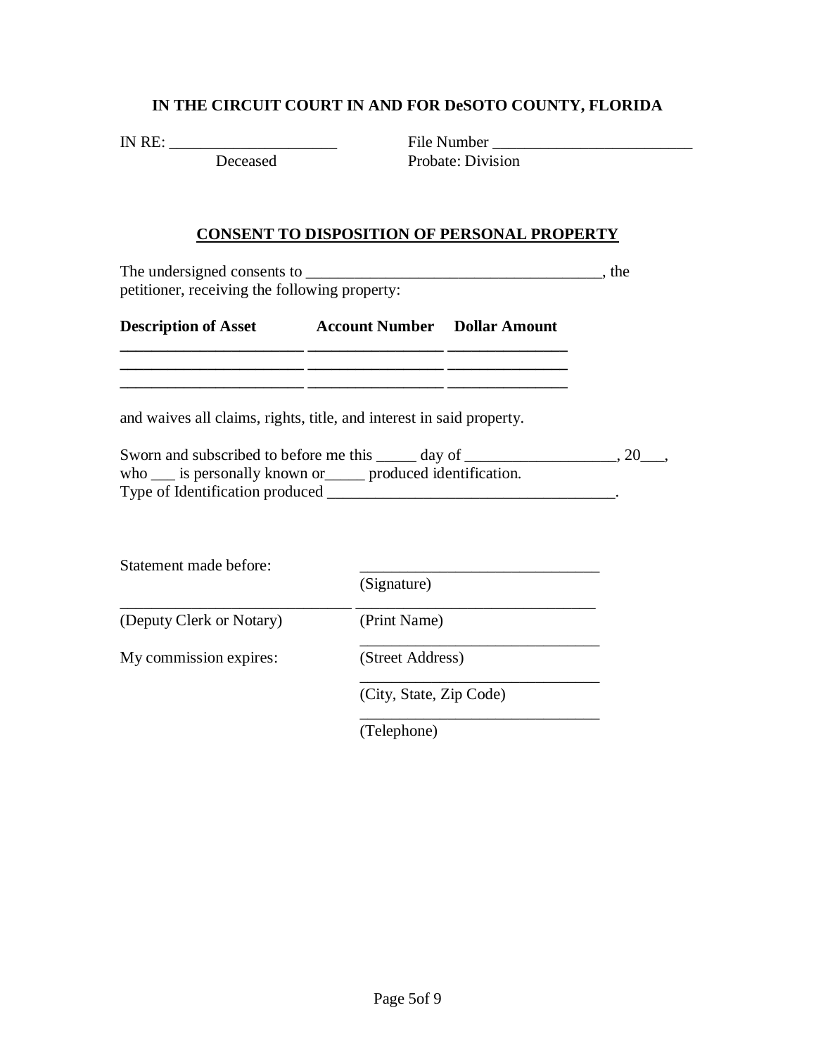**IN THE CIRCUIT COURT IN AND FOR DeSOTO COUNTY, FLORIDA**

IN RE: ______________________ File Number __________________________

Deceased Probate: Division

## CONSENT TO DISPOSITION OF PERSONAL PROPERTY

The undersigned consents to ______________________________________, the petitioner, receiving the following property:

| Description of Asset | Account Number | Dollar Amount |
|---|---|---|
| | | |
| | | |
| | | |

and waives all claims, rights, title, and interest in said property.

Sworn and subscribed to before me this _____ day of ___________________, 20___, who ___ is personally known or_____ produced identification.
Type of Identification produced ____________________________________.

Statement made before:

______________________________ (Signature)

______________________________ (Deputy Clerk or Notary)

______________________________ (Print Name)

My commission expires:

______________________________ (Street Address)

______________________________ (City, State, Zip Code)

______________________________ (Telephone)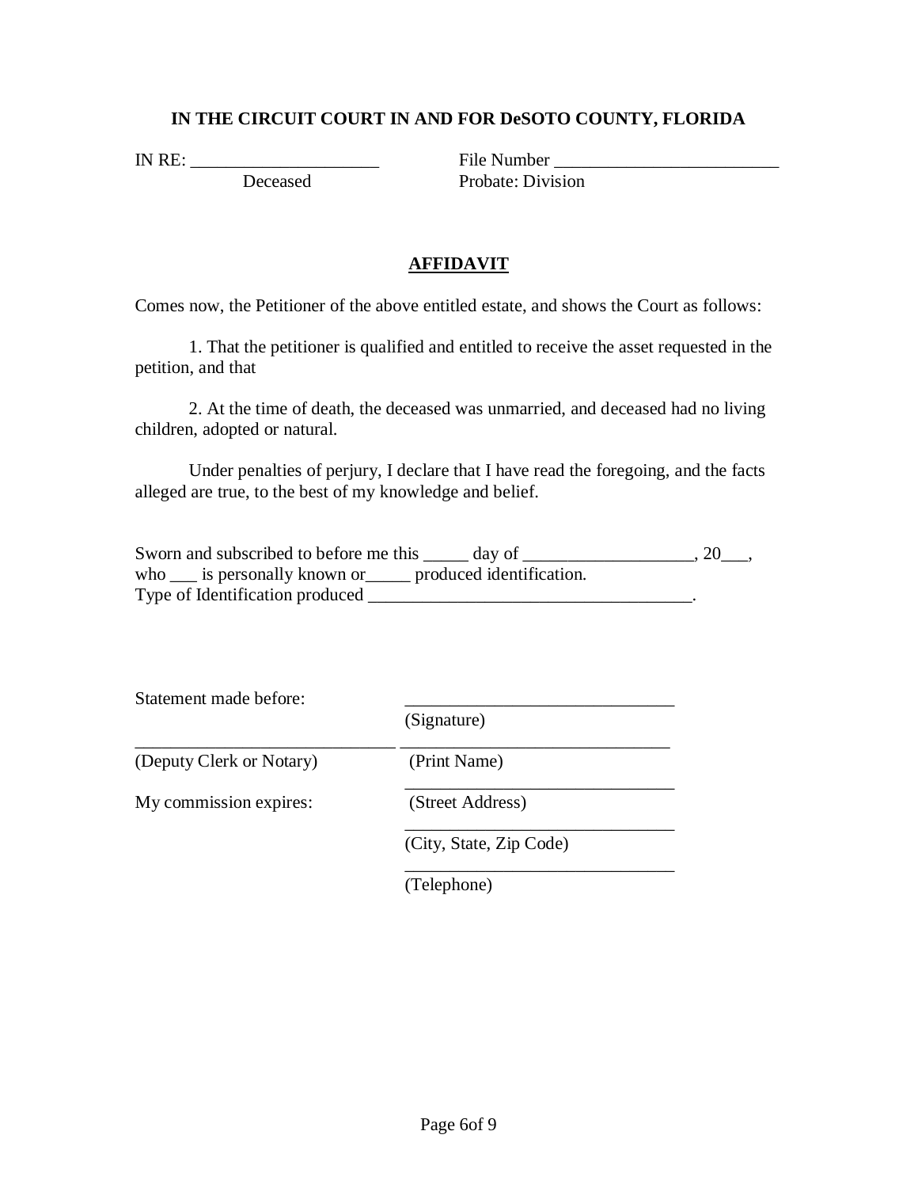**IN THE CIRCUIT COURT IN AND FOR DeSOTO COUNTY, FLORIDA**

IN RE: _____________________ File Number _________________________
Deceased Probate: Division

## AFFIDAVIT

Comes now, the Petitioner of the above entitled estate, and shows the Court as follows:

1. That the petitioner is qualified and entitled to receive the asset requested in the petition, and that

2. At the time of death, the deceased was unmarried, and deceased had no living children, adopted or natural.

Under penalties of perjury, I declare that I have read the foregoing, and the facts alleged are true, to the best of my knowledge and belief.

Sworn and subscribed to before me this _____ day of ___________________, 20___,
who ___ is personally known or_____ produced identification.
Type of Identification produced ____________________________________.

Statement made before: ______________________________
(Signature)

_____________________________ ______________________________
(Deputy Clerk or Notary) (Print Name)

______________________________
My commission expires: (Street Address)

______________________________
(City, State, Zip Code)

______________________________
(Telephone)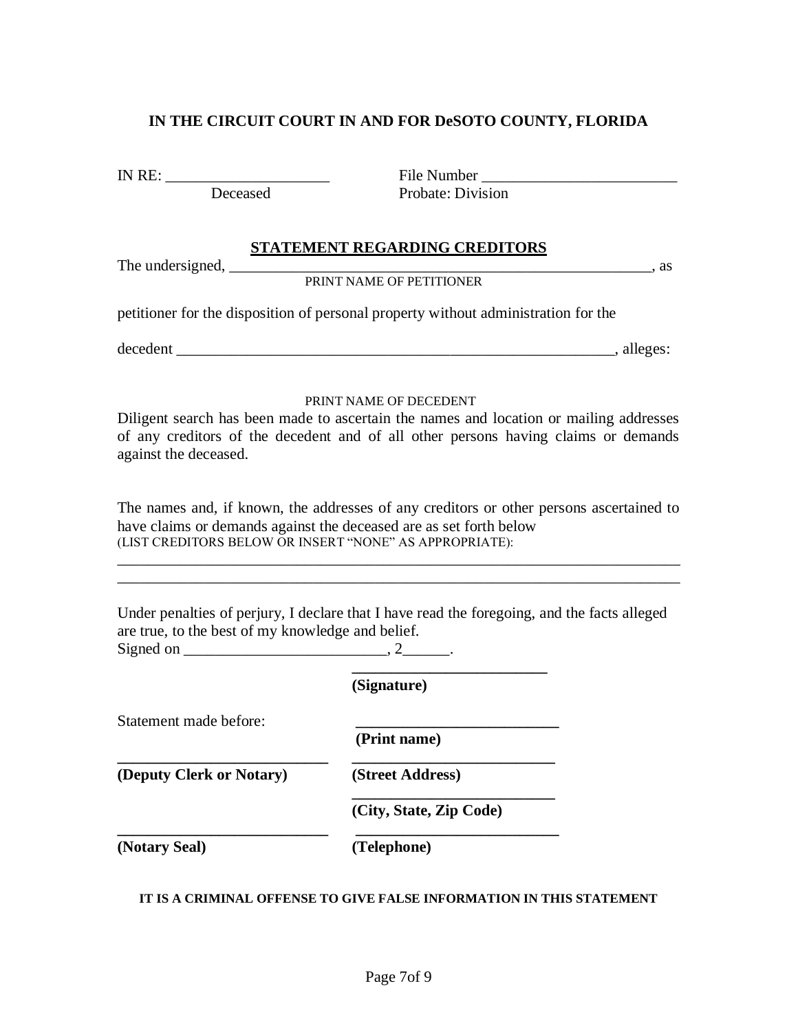**IN THE CIRCUIT COURT IN AND FOR DeSOTO COUNTY, FLORIDA**

IN RE: _____________________ Deceased

File Number _________________________ Probate: Division

## STATEMENT REGARDING CREDITORS

The undersigned, ________________________________________________________, as
PRINT NAME OF PETITIONER

petitioner for the disposition of personal property without administration for the

decedent ___________________________________________________________, alleges:

PRINT NAME OF DECEDENT

Diligent search has been made to ascertain the names and location or mailing addresses of any creditors of the decedent and of all other persons having claims or demands against the deceased.

The names and, if known, the addresses of any creditors or other persons ascertained to have claims or demands against the deceased are as set forth below
(LIST CREDITORS BELOW OR INSERT "NONE" AS APPROPRIATE):

_____________________________________________________________________________
_____________________________________________________________________________

Under penalties of perjury, I declare that I have read the foregoing, and the facts alleged are true, to the best of my knowledge and belief.
Signed on __________________________, 2______.

__________________________
**(Signature)**

Statement made before:

__________________________
**(Print name)**

__________________________
**(Deputy Clerk or Notary)**

__________________________
**(Street Address)**

__________________________
**(City, State, Zip Code)**

__________________________
**(Notary Seal)**

__________________________
**(Telephone)**

**IT IS A CRIMINAL OFFENSE TO GIVE FALSE INFORMATION IN THIS STATEMENT**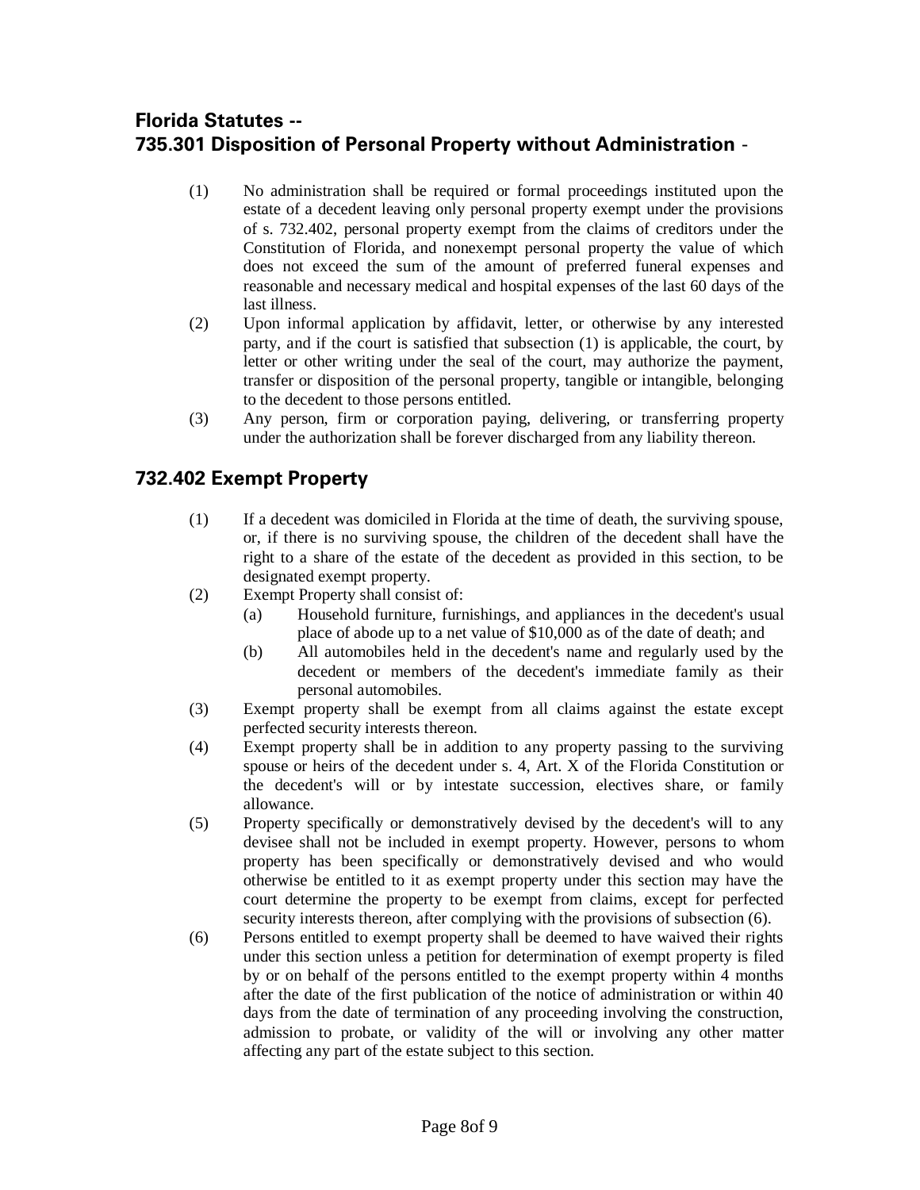## Florida Statutes -- 735.301 Disposition of Personal Property without Administration -

(1) No administration shall be required or formal proceedings instituted upon the estate of a decedent leaving only personal property exempt under the provisions of s. 732.402, personal property exempt from the claims of creditors under the Constitution of Florida, and nonexempt personal property the value of which does not exceed the sum of the amount of preferred funeral expenses and reasonable and necessary medical and hospital expenses of the last 60 days of the last illness.

(2) Upon informal application by affidavit, letter, or otherwise by any interested party, and if the court is satisfied that subsection (1) is applicable, the court, by letter or other writing under the seal of the court, may authorize the payment, transfer or disposition of the personal property, tangible or intangible, belonging to the decedent to those persons entitled.

(3) Any person, firm or corporation paying, delivering, or transferring property under the authorization shall be forever discharged from any liability thereon.

## 732.402 Exempt Property

(1) If a decedent was domiciled in Florida at the time of death, the surviving spouse, or, if there is no surviving spouse, the children of the decedent shall have the right to a share of the estate of the decedent as provided in this section, to be designated exempt property.

(2) Exempt Property shall consist of:

  (a) Household furniture, furnishings, and appliances in the decedent's usual place of abode up to a net value of $10,000 as of the date of death; and

  (b) All automobiles held in the decedent's name and regularly used by the decedent or members of the decedent's immediate family as their personal automobiles.

(3) Exempt property shall be exempt from all claims against the estate except perfected security interests thereon.

(4) Exempt property shall be in addition to any property passing to the surviving spouse or heirs of the decedent under s. 4, Art. X of the Florida Constitution or the decedent's will or by intestate succession, electives share, or family allowance.

(5) Property specifically or demonstratively devised by the decedent's will to any devisee shall not be included in exempt property. However, persons to whom property has been specifically or demonstratively devised and who would otherwise be entitled to it as exempt property under this section may have the court determine the property to be exempt from claims, except for perfected security interests thereon, after complying with the provisions of subsection (6).

(6) Persons entitled to exempt property shall be deemed to have waived their rights under this section unless a petition for determination of exempt property is filed by or on behalf of the persons entitled to the exempt property within 4 months after the date of the first publication of the notice of administration or within 40 days from the date of termination of any proceeding involving the construction, admission to probate, or validity of the will or involving any other matter affecting any part of the estate subject to this section.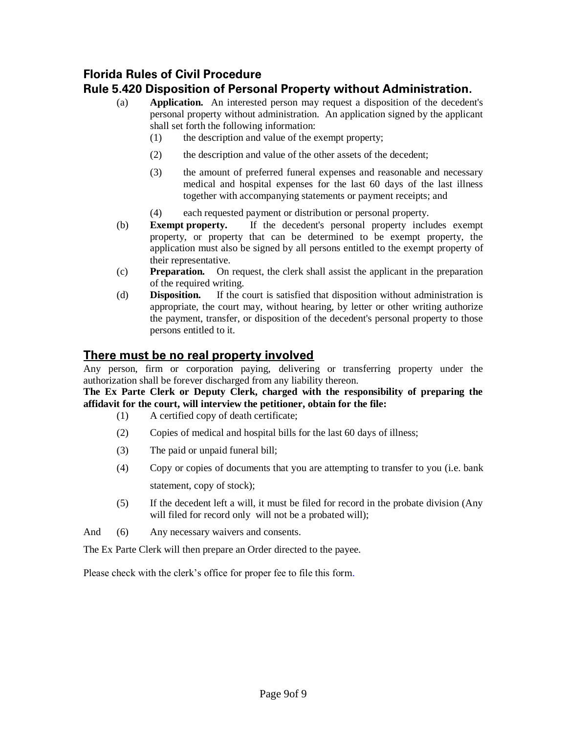## Florida Rules of Civil Procedure

## Rule 5.420 Disposition of Personal Property without Administration.

(a) **Application.** An interested person may request a disposition of the decedent's personal property without administration. An application signed by the applicant shall set forth the following information:

(1) the description and value of the exempt property;

(2) the description and value of the other assets of the decedent;

(3) the amount of preferred funeral expenses and reasonable and necessary medical and hospital expenses for the last 60 days of the last illness together with accompanying statements or payment receipts; and

(4) each requested payment or distribution or personal property.

(b) **Exempt property.** If the decedent's personal property includes exempt property, or property that can be determined to be exempt property, the application must also be signed by all persons entitled to the exempt property of their representative.

(c) **Preparation.** On request, the clerk shall assist the applicant in the preparation of the required writing.

(d) **Disposition.** If the court is satisfied that disposition without administration is appropriate, the court may, without hearing, by letter or other writing authorize the payment, transfer, or disposition of the decedent's personal property to those persons entitled to it.

## There must be no real property involved

Any person, firm or corporation paying, delivering or transferring property under the authorization shall be forever discharged from any liability thereon.

**The Ex Parte Clerk or Deputy Clerk, charged with the responsibility of preparing the affidavit for the court, will interview the petitioner, obtain for the file:**

(1) A certified copy of death certificate;

(2) Copies of medical and hospital bills for the last 60 days of illness;

(3) The paid or unpaid funeral bill;

(4) Copy or copies of documents that you are attempting to transfer to you (i.e. bank statement, copy of stock);

(5) If the decedent left a will, it must be filed for record in the probate division (Any will filed for record only will not be a probated will);

And (6) Any necessary waivers and consents.

The Ex Parte Clerk will then prepare an Order directed to the payee.

Please check with the clerk's office for proper fee to file this form.